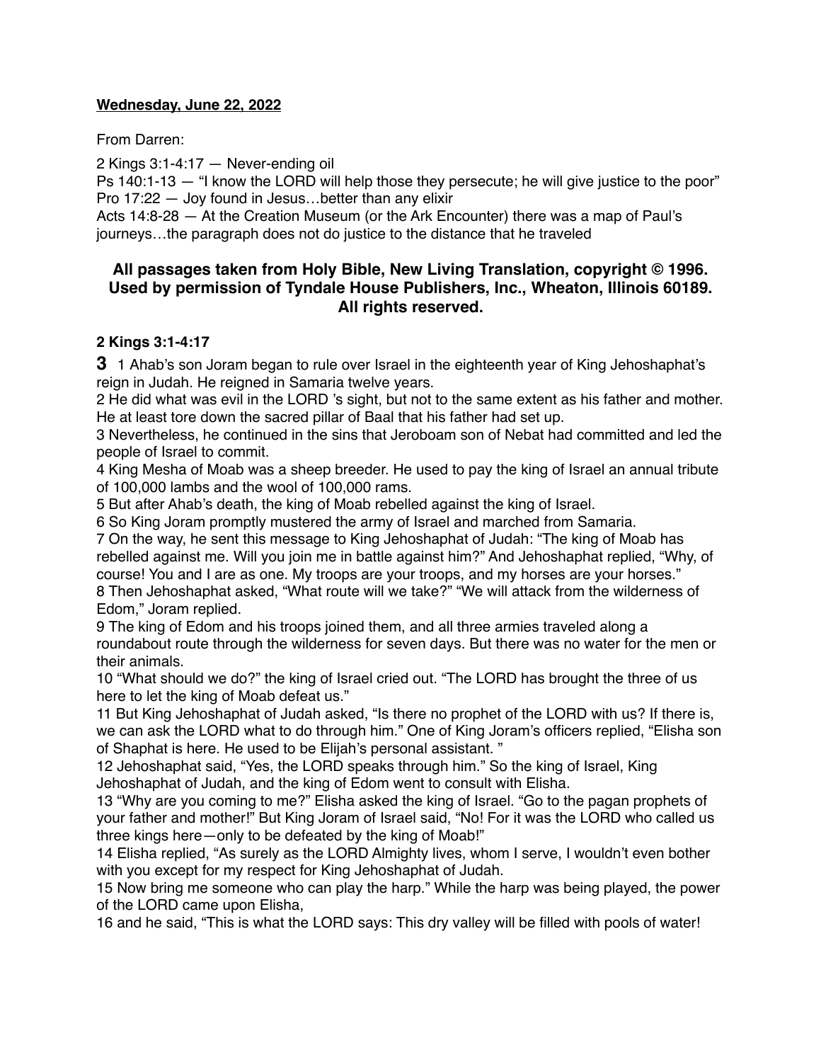**Wednesday, June 22, 2022**

From Darren:

2 Kings 3:1-4:17 — Never-ending oil
Ps 140:1-13 — "I know the LORD will help those they persecute; he will give justice to the poor"
Pro 17:22 — Joy found in Jesus…better than any elixir
Acts 14:8-28 — At the Creation Museum (or the Ark Encounter) there was a map of Paul's journeys…the paragraph does not do justice to the distance that he traveled

### All passages taken from Holy Bible, New Living Translation, copyright © 1996. Used by permission of Tyndale House Publishers, Inc., Wheaton, Illinois 60189. All rights reserved.

**2 Kings 3:1-4:17**

**3** 1 Ahab's son Joram began to rule over Israel in the eighteenth year of King Jehoshaphat's reign in Judah. He reigned in Samaria twelve years.
2 He did what was evil in the LORD 's sight, but not to the same extent as his father and mother. He at least tore down the sacred pillar of Baal that his father had set up.
3 Nevertheless, he continued in the sins that Jeroboam son of Nebat had committed and led the people of Israel to commit.
4 King Mesha of Moab was a sheep breeder. He used to pay the king of Israel an annual tribute of 100,000 lambs and the wool of 100,000 rams.
5 But after Ahab's death, the king of Moab rebelled against the king of Israel.
6 So King Joram promptly mustered the army of Israel and marched from Samaria.
7 On the way, he sent this message to King Jehoshaphat of Judah: "The king of Moab has rebelled against me. Will you join me in battle against him?" And Jehoshaphat replied, "Why, of course! You and I are as one. My troops are your troops, and my horses are your horses."
8 Then Jehoshaphat asked, "What route will we take?" "We will attack from the wilderness of Edom," Joram replied.
9 The king of Edom and his troops joined them, and all three armies traveled along a roundabout route through the wilderness for seven days. But there was no water for the men or their animals.
10 "What should we do?" the king of Israel cried out. "The LORD has brought the three of us here to let the king of Moab defeat us."
11 But King Jehoshaphat of Judah asked, "Is there no prophet of the LORD with us? If there is, we can ask the LORD what to do through him." One of King Joram's officers replied, "Elisha son of Shaphat is here. He used to be Elijah's personal assistant. "
12 Jehoshaphat said, "Yes, the LORD speaks through him." So the king of Israel, King Jehoshaphat of Judah, and the king of Edom went to consult with Elisha.
13 "Why are you coming to me?" Elisha asked the king of Israel. "Go to the pagan prophets of your father and mother!" But King Joram of Israel said, "No! For it was the LORD who called us three kings here—only to be defeated by the king of Moab!"
14 Elisha replied, "As surely as the LORD Almighty lives, whom I serve, I wouldn't even bother with you except for my respect for King Jehoshaphat of Judah.
15 Now bring me someone who can play the harp." While the harp was being played, the power of the LORD came upon Elisha,
16 and he said, "This is what the LORD says: This dry valley will be filled with pools of water!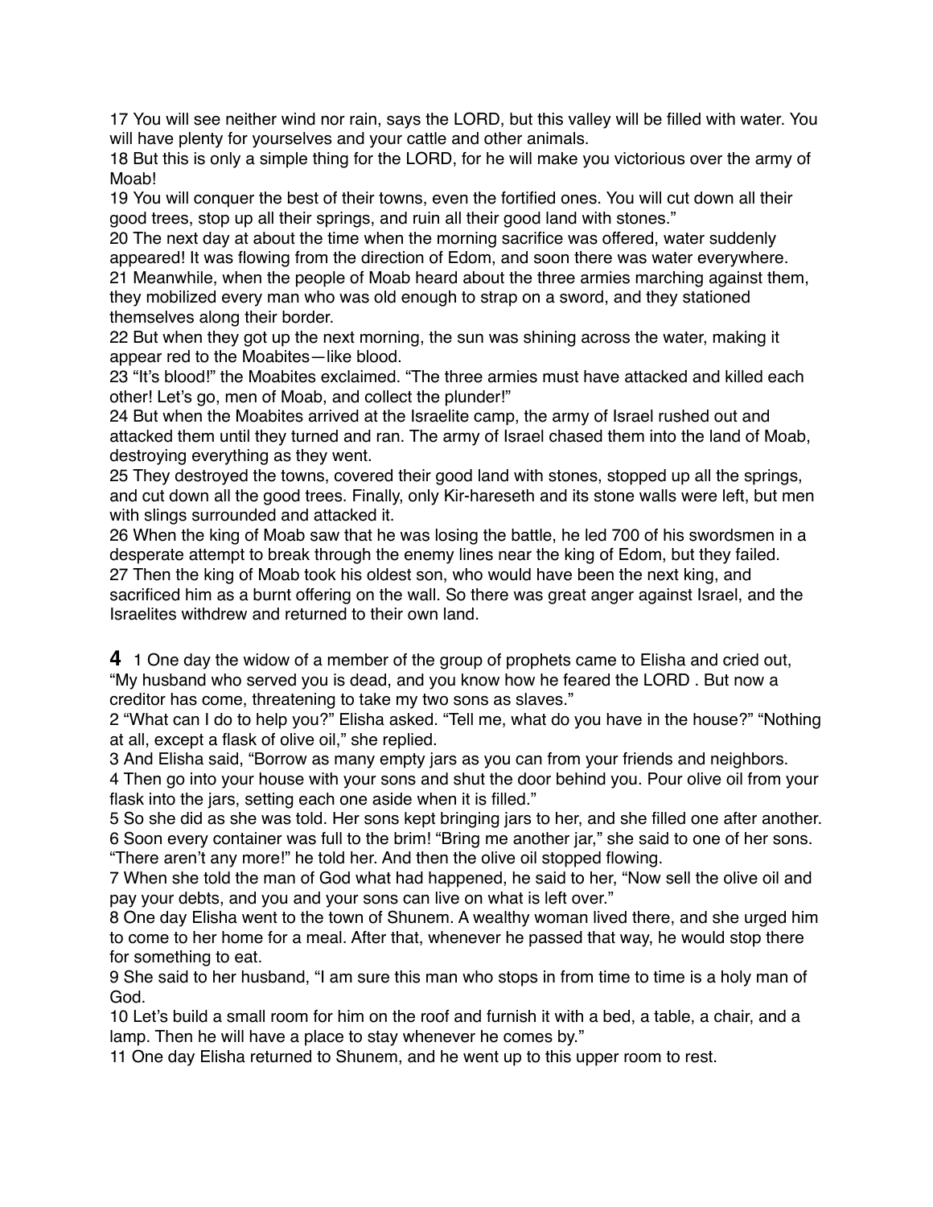17 You will see neither wind nor rain, says the LORD, but this valley will be filled with water. You will have plenty for yourselves and your cattle and other animals.

18 But this is only a simple thing for the LORD, for he will make you victorious over the army of Moab!

19 You will conquer the best of their towns, even the fortified ones. You will cut down all their good trees, stop up all their springs, and ruin all their good land with stones."

20 The next day at about the time when the morning sacrifice was offered, water suddenly appeared! It was flowing from the direction of Edom, and soon there was water everywhere.

21 Meanwhile, when the people of Moab heard about the three armies marching against them, they mobilized every man who was old enough to strap on a sword, and they stationed themselves along their border.

22 But when they got up the next morning, the sun was shining across the water, making it appear red to the Moabites—like blood.

23 "It's blood!" the Moabites exclaimed. "The three armies must have attacked and killed each other! Let's go, men of Moab, and collect the plunder!"

24 But when the Moabites arrived at the Israelite camp, the army of Israel rushed out and attacked them until they turned and ran. The army of Israel chased them into the land of Moab, destroying everything as they went.

25 They destroyed the towns, covered their good land with stones, stopped up all the springs, and cut down all the good trees. Finally, only Kir-hareseth and its stone walls were left, but men with slings surrounded and attacked it.

26 When the king of Moab saw that he was losing the battle, he led 700 of his swordsmen in a desperate attempt to break through the enemy lines near the king of Edom, but they failed.

27 Then the king of Moab took his oldest son, who would have been the next king, and sacrificed him as a burnt offering on the wall. So there was great anger against Israel, and the Israelites withdrew and returned to their own land.

**4** 1 One day the widow of a member of the group of prophets came to Elisha and cried out, "My husband who served you is dead, and you know how he feared the LORD . But now a creditor has come, threatening to take my two sons as slaves."

2 "What can I do to help you?" Elisha asked. "Tell me, what do you have in the house?" "Nothing at all, except a flask of olive oil," she replied.

3 And Elisha said, "Borrow as many empty jars as you can from your friends and neighbors.

4 Then go into your house with your sons and shut the door behind you. Pour olive oil from your flask into the jars, setting each one aside when it is filled."

5 So she did as she was told. Her sons kept bringing jars to her, and she filled one after another.

6 Soon every container was full to the brim! "Bring me another jar," she said to one of her sons. "There aren't any more!" he told her. And then the olive oil stopped flowing.

7 When she told the man of God what had happened, he said to her, "Now sell the olive oil and pay your debts, and you and your sons can live on what is left over."

8 One day Elisha went to the town of Shunem. A wealthy woman lived there, and she urged him to come to her home for a meal. After that, whenever he passed that way, he would stop there for something to eat.

9 She said to her husband, "I am sure this man who stops in from time to time is a holy man of God.

10 Let's build a small room for him on the roof and furnish it with a bed, a table, a chair, and a lamp. Then he will have a place to stay whenever he comes by."

11 One day Elisha returned to Shunem, and he went up to this upper room to rest.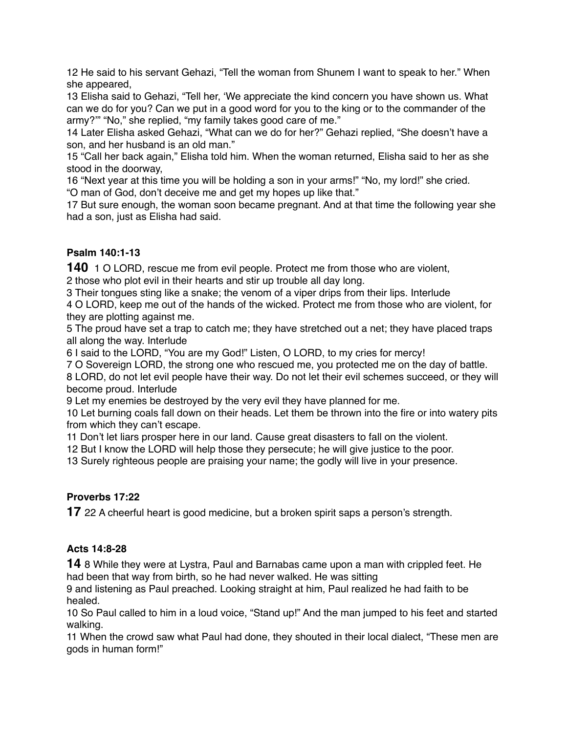12 He said to his servant Gehazi, "Tell the woman from Shunem I want to speak to her." When she appeared,
13 Elisha said to Gehazi, "Tell her, 'We appreciate the kind concern you have shown us. What can we do for you? Can we put in a good word for you to the king or to the commander of the army?'" "No," she replied, "my family takes good care of me."
14 Later Elisha asked Gehazi, "What can we do for her?" Gehazi replied, "She doesn't have a son, and her husband is an old man."
15 "Call her back again," Elisha told him. When the woman returned, Elisha said to her as she stood in the doorway,
16 "Next year at this time you will be holding a son in your arms!" "No, my lord!" she cried. "O man of God, don't deceive me and get my hopes up like that."
17 But sure enough, the woman soon became pregnant. And at that time the following year she had a son, just as Elisha had said.

**Psalm 140:1-13**

**140** 1 O LORD, rescue me from evil people. Protect me from those who are violent,
2 those who plot evil in their hearts and stir up trouble all day long.
3 Their tongues sting like a snake; the venom of a viper drips from their lips. Interlude
4 O LORD, keep me out of the hands of the wicked. Protect me from those who are violent, for they are plotting against me.
5 The proud have set a trap to catch me; they have stretched out a net; they have placed traps all along the way. Interlude
6 I said to the LORD, "You are my God!" Listen, O LORD, to my cries for mercy!
7 O Sovereign LORD, the strong one who rescued me, you protected me on the day of battle.
8 LORD, do not let evil people have their way. Do not let their evil schemes succeed, or they will become proud. Interlude
9 Let my enemies be destroyed by the very evil they have planned for me.
10 Let burning coals fall down on their heads. Let them be thrown into the fire or into watery pits from which they can't escape.
11 Don't let liars prosper here in our land. Cause great disasters to fall on the violent.
12 But I know the LORD will help those they persecute; he will give justice to the poor.
13 Surely righteous people are praising your name; the godly will live in your presence.

**Proverbs 17:22**

**17** 22 A cheerful heart is good medicine, but a broken spirit saps a person's strength.

**Acts 14:8-28**

**14** 8 While they were at Lystra, Paul and Barnabas came upon a man with crippled feet. He had been that way from birth, so he had never walked. He was sitting
9 and listening as Paul preached. Looking straight at him, Paul realized he had faith to be healed.
10 So Paul called to him in a loud voice, "Stand up!" And the man jumped to his feet and started walking.
11 When the crowd saw what Paul had done, they shouted in their local dialect, "These men are gods in human form!"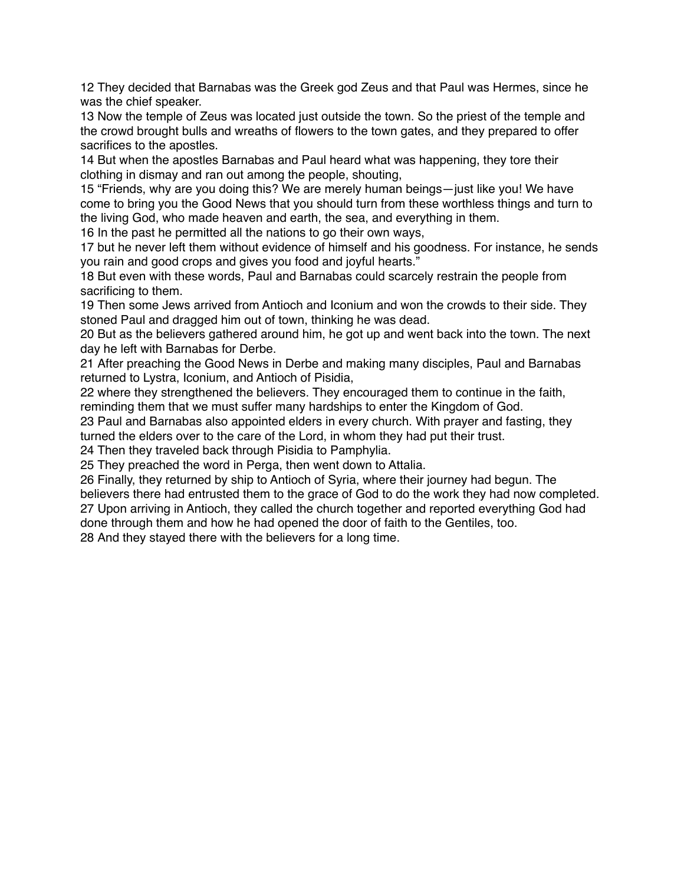12 They decided that Barnabas was the Greek god Zeus and that Paul was Hermes, since he was the chief speaker.
13 Now the temple of Zeus was located just outside the town. So the priest of the temple and the crowd brought bulls and wreaths of flowers to the town gates, and they prepared to offer sacrifices to the apostles.
14 But when the apostles Barnabas and Paul heard what was happening, they tore their clothing in dismay and ran out among the people, shouting,
15 “Friends, why are you doing this? We are merely human beings—just like you! We have come to bring you the Good News that you should turn from these worthless things and turn to the living God, who made heaven and earth, the sea, and everything in them.
16 In the past he permitted all the nations to go their own ways,
17 but he never left them without evidence of himself and his goodness. For instance, he sends you rain and good crops and gives you food and joyful hearts.”
18 But even with these words, Paul and Barnabas could scarcely restrain the people from sacrificing to them.
19 Then some Jews arrived from Antioch and Iconium and won the crowds to their side. They stoned Paul and dragged him out of town, thinking he was dead.
20 But as the believers gathered around him, he got up and went back into the town. The next day he left with Barnabas for Derbe.
21 After preaching the Good News in Derbe and making many disciples, Paul and Barnabas returned to Lystra, Iconium, and Antioch of Pisidia,
22 where they strengthened the believers. They encouraged them to continue in the faith, reminding them that we must suffer many hardships to enter the Kingdom of God.
23 Paul and Barnabas also appointed elders in every church. With prayer and fasting, they turned the elders over to the care of the Lord, in whom they had put their trust.
24 Then they traveled back through Pisidia to Pamphylia.
25 They preached the word in Perga, then went down to Attalia.
26 Finally, they returned by ship to Antioch of Syria, where their journey had begun. The believers there had entrusted them to the grace of God to do the work they had now completed.
27 Upon arriving in Antioch, they called the church together and reported everything God had done through them and how he had opened the door of faith to the Gentiles, too.
28 And they stayed there with the believers for a long time.